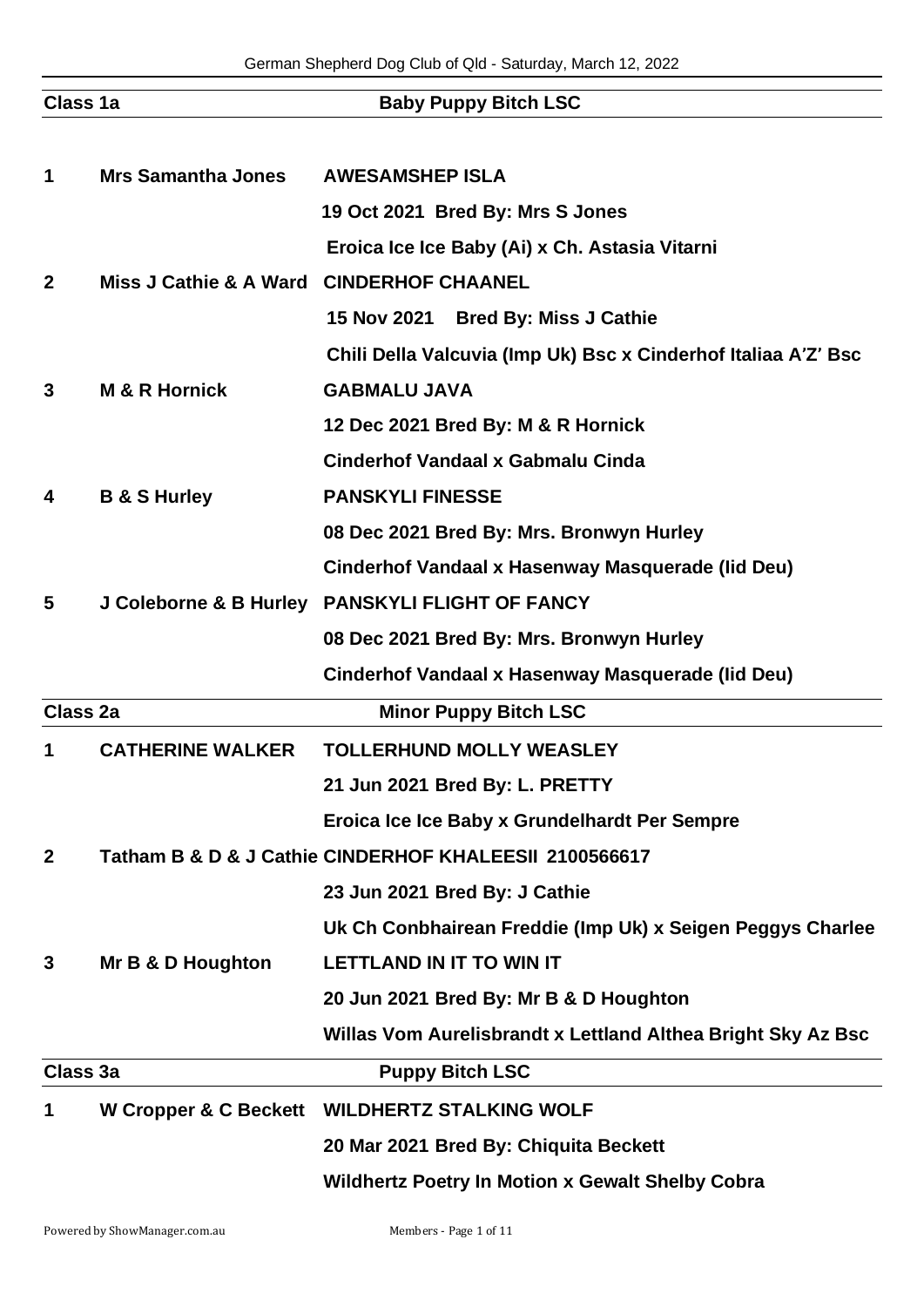German Shepherd Dog Club of Qld - Saturday, March 12, 2022

## Class 1a — Baby Puppy Bitch LSC

**1** **Mrs Samantha Jones** — **AWESAMSHEP ISLA**
**19 Oct 2021 Bred By: Mrs S Jones**
**Eroica Ice Ice Baby (Ai) x Ch. Astasia Vitarni**

**2** **Miss J Cathie & A Ward** — **CINDERHOF CHAANEL**
**15 Nov 2021 Bred By: Miss J Cathie**
**Chili Della Valcuvia (Imp Uk) Bsc x Cinderhof Italiaa A'Z' Bsc**

**3** **M & R Hornick** — **GABMALU JAVA**
**12 Dec 2021 Bred By: M & R Hornick**
**Cinderhof Vandaal x Gabmalu Cinda**

**4** **B & S Hurley** — **PANSKYLI FINESSE**
**08 Dec 2021 Bred By: Mrs. Bronwyn Hurley**
**Cinderhof Vandaal x Hasenway Masquerade (Iid Deu)**

**5** **J Coleborne & B Hurley** — **PANSKYLI FLIGHT OF FANCY**
**08 Dec 2021 Bred By: Mrs. Bronwyn Hurley**
**Cinderhof Vandaal x Hasenway Masquerade (Iid Deu)**

## Class 2a — Minor Puppy Bitch LSC

**1** **CATHERINE WALKER** — **TOLLERHUND MOLLY WEASLEY**
**21 Jun 2021 Bred By: L. PRETTY**
**Eroica Ice Ice Baby x Grundelhardt Per Sempre**

**2** **Tatham B & D & J Cathie** — **CINDERHOF KHALEESII 2100566617**
**23 Jun 2021 Bred By: J Cathie**
**Uk Ch Conbhairean Freddie (Imp Uk) x Seigen Peggys Charlee**

**3** **Mr B & D Houghton** — **LETTLAND IN IT TO WIN IT**
**20 Jun 2021 Bred By: Mr B & D Houghton**
**Willas Vom Aurelisbrandt x Lettland Althea Bright Sky Az Bsc**

## Class 3a — Puppy Bitch LSC

**1** **W Cropper & C Beckett** — **WILDHERTZ STALKING WOLF**
**20 Mar 2021 Bred By: Chiquita Beckett**
**Wildhertz Poetry In Motion x Gewalt Shelby Cobra**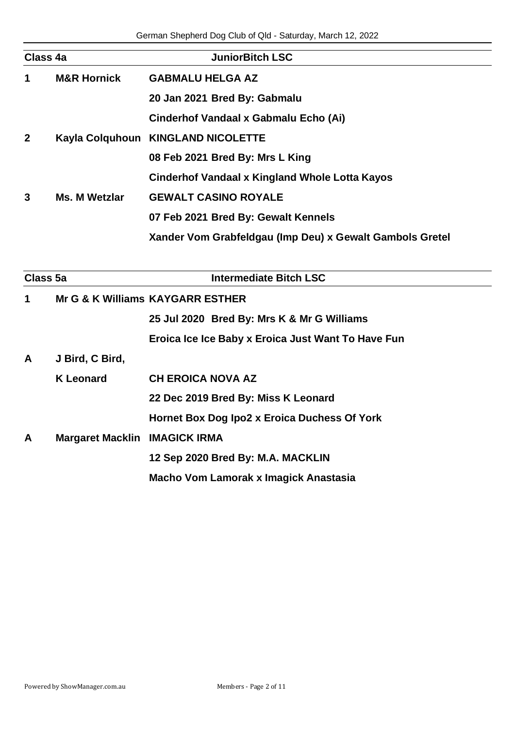## Class 4a — JuniorBitch LSC

**1** **M&R Hornick** **GABMALU HELGA AZ**
**20 Jan 2021 Bred By: Gabmalu**
**Cinderhof Vandaal x Gabmalu Echo (Ai)**

**2** **Kayla Colquhoun** **KINGLAND NICOLETTE**
**08 Feb 2021 Bred By: Mrs L King**
**Cinderhof Vandaal x Kingland Whole Lotta Kayos**

**3** **Ms. M Wetzlar** **GEWALT CASINO ROYALE**
**07 Feb 2021 Bred By: Gewalt Kennels**
**Xander Vom Grabfeldgau (Imp Deu) x Gewalt Gambols Gretel**

## Class 5a — Intermediate Bitch LSC

**1** **Mr G & K Williams** **KAYGARR ESTHER**
**25 Jul 2020 Bred By: Mrs K & Mr G Williams**
**Eroica Ice Ice Baby x Eroica Just Want To Have Fun**

**A** **J Bird, C Bird, K Leonard** **CH EROICA NOVA AZ**
**22 Dec 2019 Bred By: Miss K Leonard**
**Hornet Box Dog Ipo2 x Eroica Duchess Of York**

**A** **Margaret Macklin** **IMAGICK IRMA**
**12 Sep 2020 Bred By: M.A. MACKLIN**
**Macho Vom Lamorak x Imagick Anastasia**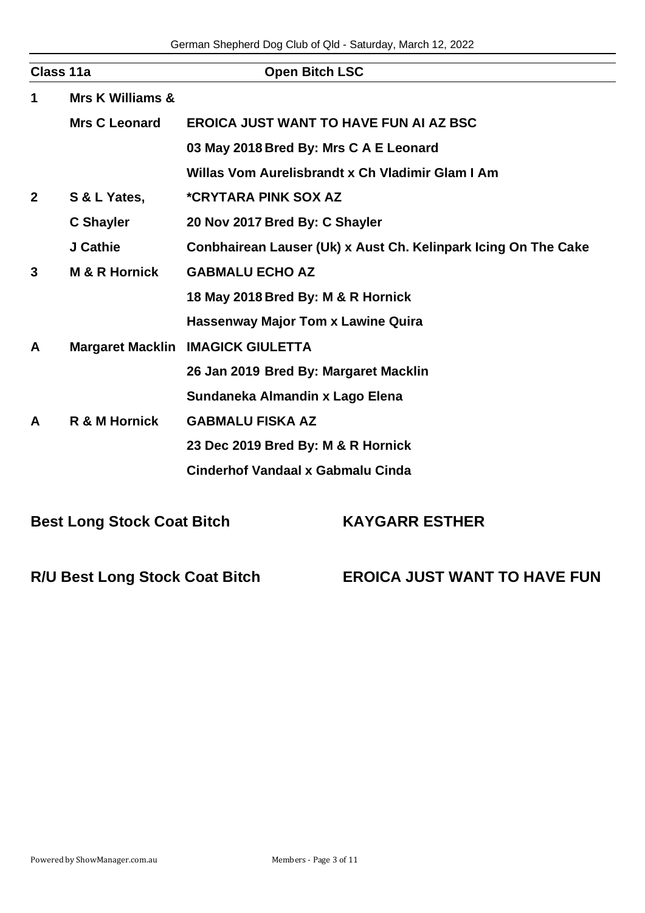**Class 11a** **Open Bitch LSC**

| Place | Exhibitor | Details |
|---|---|---|
| 1 | Mrs K Williams & Mrs C Leonard | **EROICA JUST WANT TO HAVE FUN AI AZ BSC**<br>03 May 2018 Bred By: Mrs C A E Leonard<br>Willas Vom Aurelisbrandt x Ch Vladimir Glam I Am |
| 2 | S & L Yates, C Shayler J Cathie | ***CRYTARA PINK SOX AZ**<br>20 Nov 2017 Bred By: C Shayler<br>Conbhairean Lauser (Uk) x Aust Ch. Kelinpark Icing On The Cake |
| 3 | M & R Hornick | **GABMALU ECHO AZ**<br>18 May 2018 Bred By: M & R Hornick<br>Hassenway Major Tom x Lawine Quira |
| A | Margaret Macklin | **IMAGICK GIULETTA**<br>26 Jan 2019 Bred By: Margaret Macklin<br>Sundaneka Almandin x Lago Elena |
| A | R & M Hornick | **GABMALU FISKA AZ**<br>23 Dec 2019 Bred By: M & R Hornick<br>Cinderhof Vandaal x Gabmalu Cinda |

**Best Long Stock Coat Bitch** **KAYGARR ESTHER**

**R/U Best Long Stock Coat Bitch** **EROICA JUST WANT TO HAVE FUN**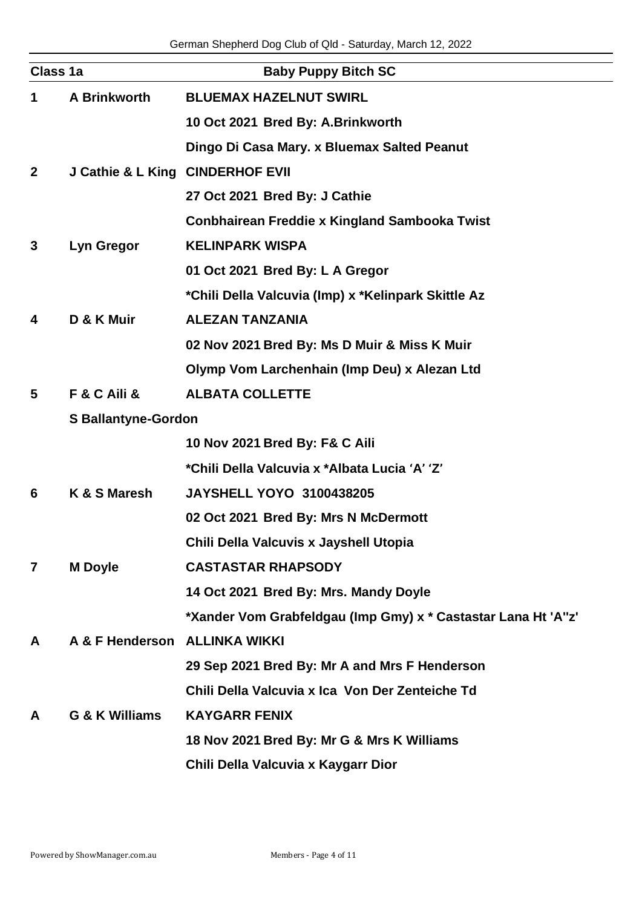German Shepherd Dog Club of Qld - Saturday, March 12, 2022

## Class 1a — Baby Puppy Bitch SC

**1** **A Brinkworth** **BLUEMAX HAZELNUT SWIRL**
**10 Oct 2021 Bred By: A.Brinkworth**
**Dingo Di Casa Mary. x Bluemax Salted Peanut**

**2** **J Cathie & L King** **CINDERHOF EVII**
**27 Oct 2021 Bred By: J Cathie**
**Conbhairean Freddie x Kingland Sambooka Twist**

**3** **Lyn Gregor** **KELINPARK WISPA**
**01 Oct 2021 Bred By: L A Gregor**
**\*Chili Della Valcuvia (Imp) x \*Kelinpark Skittle Az**

**4** **D & K Muir** **ALEZAN TANZANIA**
**02 Nov 2021 Bred By: Ms D Muir & Miss K Muir**
**Olymp Vom Larchenhain (Imp Deu) x Alezan Ltd**

**5** **F & C Aili & S Ballantyne-Gordon** **ALBATA COLLETTE**
**10 Nov 2021 Bred By: F& C Aili**
**\*Chili Della Valcuvia x \*Albata Lucia 'A' 'Z'**

**6** **K & S Maresh** **JAYSHELL YOYO 3100438205**
**02 Oct 2021 Bred By: Mrs N McDermott**
**Chili Della Valcuvis x Jayshell Utopia**

**7** **M Doyle** **CASTASTAR RHAPSODY**
**14 Oct 2021 Bred By: Mrs. Mandy Doyle**
**\*Xander Vom Grabfeldgau (Imp Gmy) x \* Castastar Lana Ht 'A"z'**

**A** **A & F Henderson** **ALLINKA WIKKI**
**29 Sep 2021 Bred By: Mr A and Mrs F Henderson**
**Chili Della Valcuvia x Ica Von Der Zenteiche Td**

**A** **G & K Williams** **KAYGARR FENIX**
**18 Nov 2021 Bred By: Mr G & Mrs K Williams**
**Chili Della Valcuvia x Kaygarr Dior**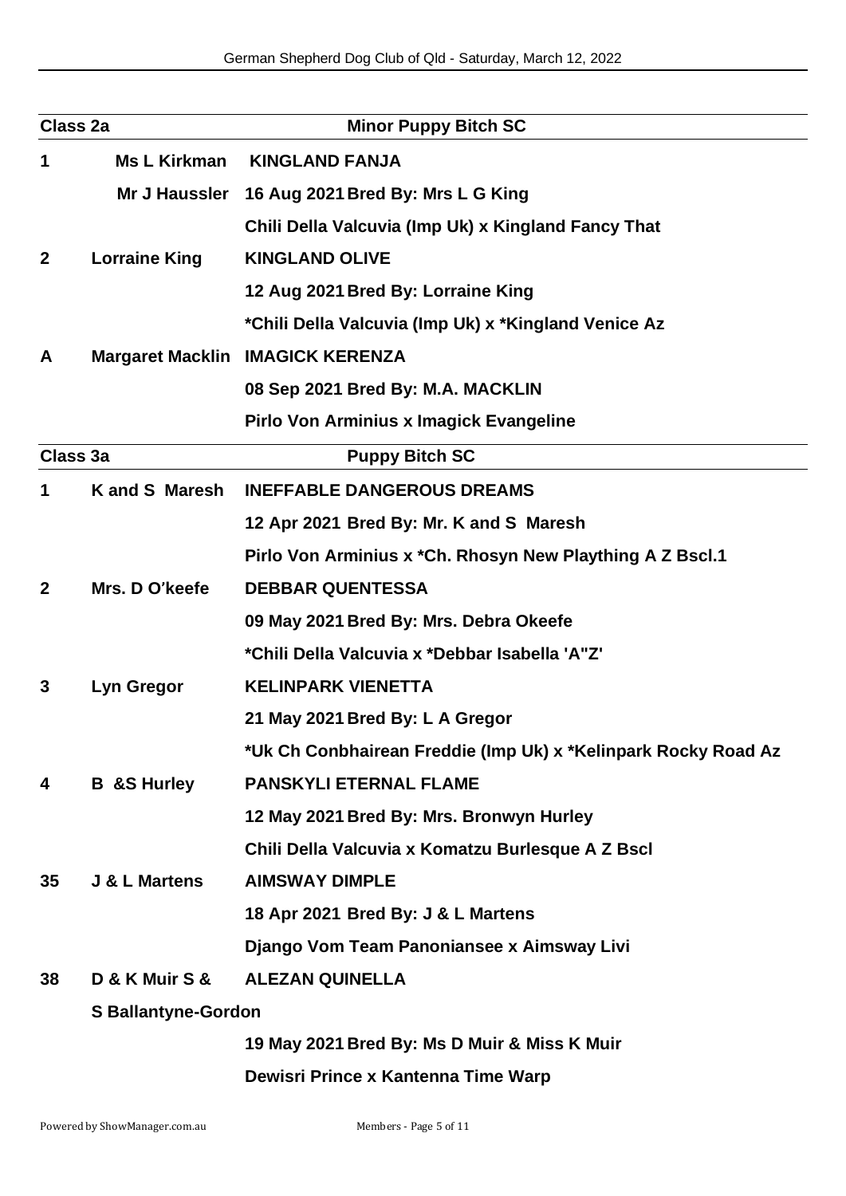**Class 2a** **Minor Puppy Bitch SC**

**1** **Ms L Kirkman** **KINGLAND FANJA**
**Mr J Haussler** **16 Aug 2021 Bred By: Mrs L G King**
**Chili Della Valcuvia (Imp Uk) x Kingland Fancy That**

**2** **Lorraine King** **KINGLAND OLIVE**
**12 Aug 2021 Bred By: Lorraine King**
**\*Chili Della Valcuvia (Imp Uk) x \*Kingland Venice Az**

**A** **Margaret Macklin** **IMAGICK KERENZA**
**08 Sep 2021 Bred By: M.A. MACKLIN**
**Pirlo Von Arminius x Imagick Evangeline**

**Class 3a** **Puppy Bitch SC**

**1** **K and S Maresh** **INEFFABLE DANGEROUS DREAMS**
**12 Apr 2021 Bred By: Mr. K and S Maresh**
**Pirlo Von Arminius x \*Ch. Rhosyn New Plaything A Z Bscl.1**

**2** **Mrs. D O'keefe** **DEBBAR QUENTESSA**
**09 May 2021 Bred By: Mrs. Debra Okeefe**
**\*Chili Della Valcuvia x \*Debbar Isabella 'A"Z'**

**3** **Lyn Gregor** **KELINPARK VIENETTA**
**21 May 2021 Bred By: L A Gregor**
**\*Uk Ch Conbhairean Freddie (Imp Uk) x \*Kelinpark Rocky Road Az**

**4** **B &S Hurley** **PANSKYLI ETERNAL FLAME**
**12 May 2021 Bred By: Mrs. Bronwyn Hurley**
**Chili Della Valcuvia x Komatzu Burlesque A Z Bscl**

**35** **J & L Martens** **AIMSWAY DIMPLE**
**18 Apr 2021 Bred By: J & L Martens**
**Django Vom Team Panoniansee x Aimsway Livi**

**38** **D & K Muir S & S Ballantyne-Gordon** **ALEZAN QUINELLA**
**19 May 2021 Bred By: Ms D Muir & Miss K Muir**
**Dewisri Prince x Kantenna Time Warp**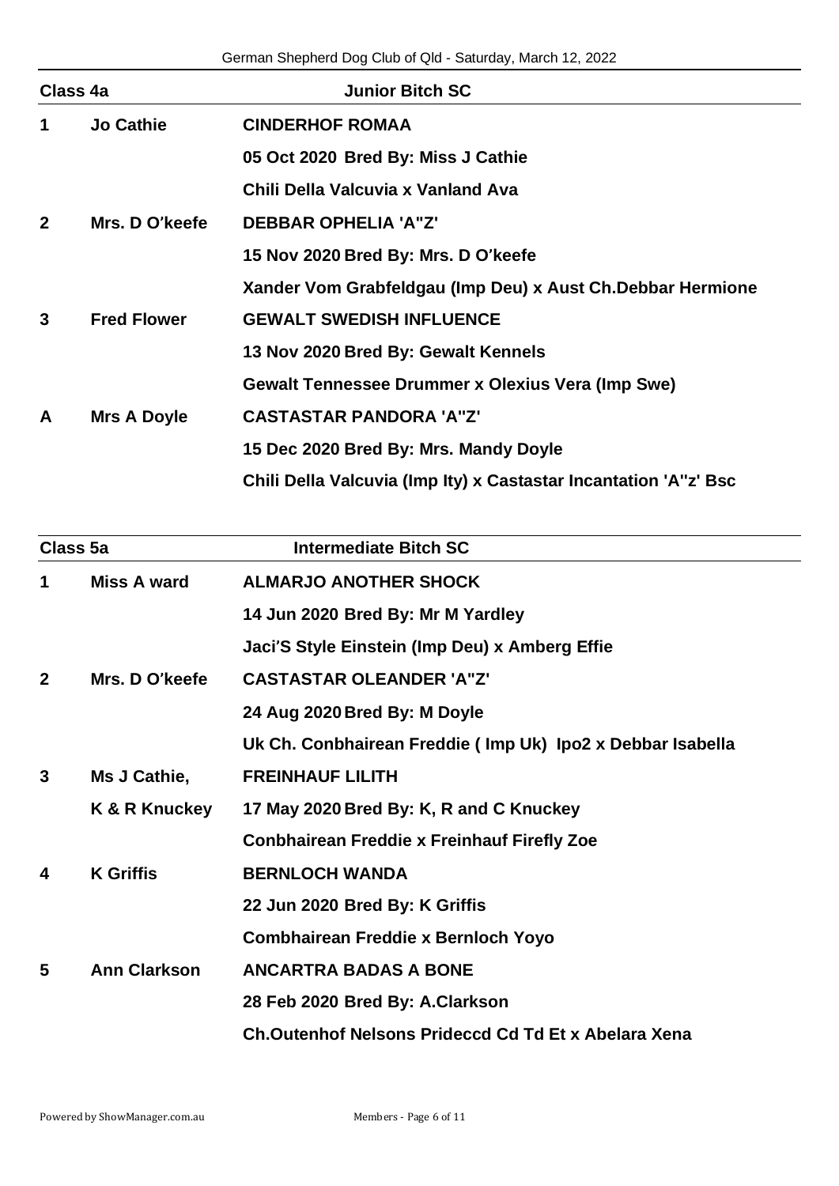## Class 4a — Junior Bitch SC

| Place | Exhibitor | Dog |
|---|---|---|
| 1 | Jo Cathie | **CINDERHOF ROMAA**<br>05 Oct 2020 Bred By: Miss J Cathie<br>Chili Della Valcuvia x Vanland Ava |
| 2 | Mrs. D O'keefe | **DEBBAR OPHELIA 'A"Z'**<br>15 Nov 2020 Bred By: Mrs. D O'keefe<br>Xander Vom Grabfeldgau (Imp Deu) x Aust Ch.Debbar Hermione |
| 3 | Fred Flower | **GEWALT SWEDISH INFLUENCE**<br>13 Nov 2020 Bred By: Gewalt Kennels<br>Gewalt Tennessee Drummer x Olexius Vera (Imp Swe) |
| A | Mrs A Doyle | **CASTASTAR PANDORA 'A"Z'**<br>15 Dec 2020 Bred By: Mrs. Mandy Doyle<br>Chili Della Valcuvia (Imp Ity) x Castastar Incantation 'A"z' Bsc |

## Class 5a — Intermediate Bitch SC

| Place | Exhibitor | Dog |
|---|---|---|
| 1 | Miss A ward | **ALMARJO ANOTHER SHOCK**<br>14 Jun 2020 Bred By: Mr M Yardley<br>Jaci'S Style Einstein (Imp Deu) x Amberg Effie |
| 2 | Mrs. D O'keefe | **CASTASTAR OLEANDER 'A"Z'**<br>24 Aug 2020 Bred By: M Doyle<br>Uk Ch. Conbhairean Freddie ( Imp Uk) Ipo2 x Debbar Isabella |
| 3 | Ms J Cathie, K & R Knuckey | **FREINHAUF LILITH**<br>17 May 2020 Bred By: K, R and C Knuckey<br>Conbhairean Freddie x Freinhauf Firefly Zoe |
| 4 | K Griffis | **BERNLOCH WANDA**<br>22 Jun 2020 Bred By: K Griffis<br>Combhairean Freddie x Bernloch Yoyo |
| 5 | Ann Clarkson | **ANCARTRA BADAS A BONE**<br>28 Feb 2020 Bred By: A.Clarkson<br>Ch.Outenhof Nelsons Prideccd Cd Td Et x Abelara Xena |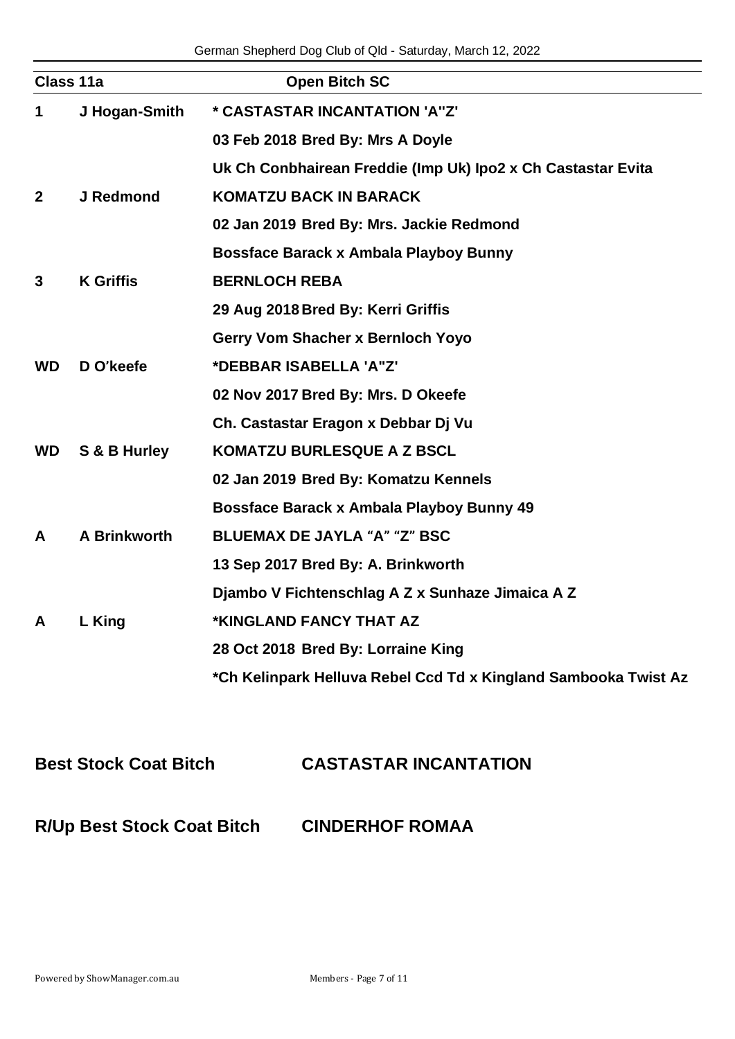| Class 11a | | Open Bitch SC |
|---|---|---|
| 1 | J Hogan-Smith | * CASTASTAR INCANTATION 'A"Z' |
| | | 03 Feb 2018 Bred By: Mrs A Doyle |
| | | Uk Ch Conbhairean Freddie (Imp Uk) Ipo2 x Ch Castastar Evita |
| 2 | J Redmond | KOMATZU BACK IN BARACK |
| | | 02 Jan 2019 Bred By: Mrs. Jackie Redmond |
| | | Bossface Barack x Ambala Playboy Bunny |
| 3 | K Griffis | BERNLOCH REBA |
| | | 29 Aug 2018 Bred By: Kerri Griffis |
| | | Gerry Vom Shacher x Bernloch Yoyo |
| WD | D O'keefe | *DEBBAR ISABELLA 'A"Z' |
| | | 02 Nov 2017 Bred By: Mrs. D Okeefe |
| | | Ch. Castastar Eragon x Debbar Dj Vu |
| WD | S & B Hurley | KOMATZU BURLESQUE A Z BSCL |
| | | 02 Jan 2019 Bred By: Komatzu Kennels |
| | | Bossface Barack x Ambala Playboy Bunny 49 |
| A | A Brinkworth | BLUEMAX DE JAYLA "A" "Z" BSC |
| | | 13 Sep 2017 Bred By: A. Brinkworth |
| | | Djambo V Fichtenschlag A Z x Sunhaze Jimaica A Z |
| A | L King | *KINGLAND FANCY THAT AZ |
| | | 28 Oct 2018 Bred By: Lorraine King |
| | | *Ch Kelinpark Helluva Rebel Ccd Td x Kingland Sambooka Twist Az |

**Best Stock Coat Bitch** CASTASTAR INCANTATION

**R/Up Best Stock Coat Bitch** CINDERHOF ROMAA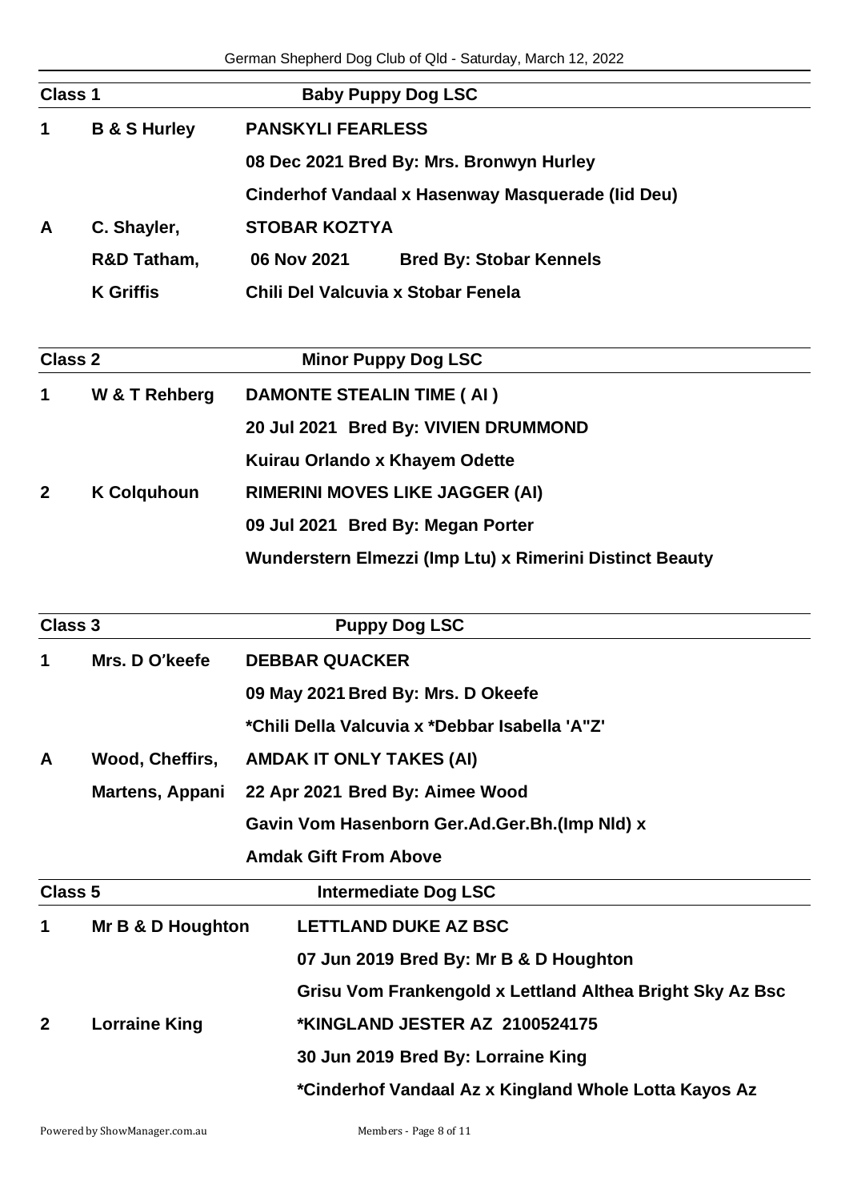| Class 1 | | Baby Puppy Dog LSC |
|---|---|---|
| 1 | B & S Hurley | PANSKYLI FEARLESS |
| | | 08 Dec 2021 Bred By: Mrs. Bronwyn Hurley |
| | | Cinderhof Vandaal x Hasenway Masquerade (Iid Deu) |
| A | C. Shayler, | STOBAR KOZTYA |
| | R&D Tatham, | 06 Nov 2021 Bred By: Stobar Kennels |
| | K Griffis | Chili Del Valcuvia x Stobar Fenela |

| Class 2 | | Minor Puppy Dog LSC |
|---|---|---|
| 1 | W & T Rehberg | DAMONTE STEALIN TIME ( AI ) |
| | | 20 Jul 2021 Bred By: VIVIEN DRUMMOND |
| | | Kuirau Orlando x Khayem Odette |
| 2 | K Colquhoun | RIMERINI MOVES LIKE JAGGER (AI) |
| | | 09 Jul 2021 Bred By: Megan Porter |
| | | Wunderstern Elmezzi (Imp Ltu) x Rimerini Distinct Beauty |

| Class 3 | | Puppy Dog LSC |
|---|---|---|
| 1 | Mrs. D O'keefe | DEBBAR QUACKER |
| | | 09 May 2021 Bred By: Mrs. D Okeefe |
| | | *Chili Della Valcuvia x *Debbar Isabella 'A"Z' |
| A | Wood, Cheffirs, | AMDAK IT ONLY TAKES (AI) |
| | Martens, Appani | 22 Apr 2021 Bred By: Aimee Wood |
| | | Gavin Vom Hasenborn Ger.Ad.Ger.Bh.(Imp Nld) x |
| | | Amdak Gift From Above |

| Class 5 | | Intermediate Dog LSC |
|---|---|---|
| 1 | Mr B & D Houghton | LETTLAND DUKE AZ BSC |
| | | 07 Jun 2019 Bred By: Mr B & D Houghton |
| | | Grisu Vom Frankengold x Lettland Althea Bright Sky Az Bsc |
| 2 | Lorraine King | *KINGLAND JESTER AZ 2100524175 |
| | | 30 Jun 2019 Bred By: Lorraine King |
| | | *Cinderhof Vandaal Az x Kingland Whole Lotta Kayos Az |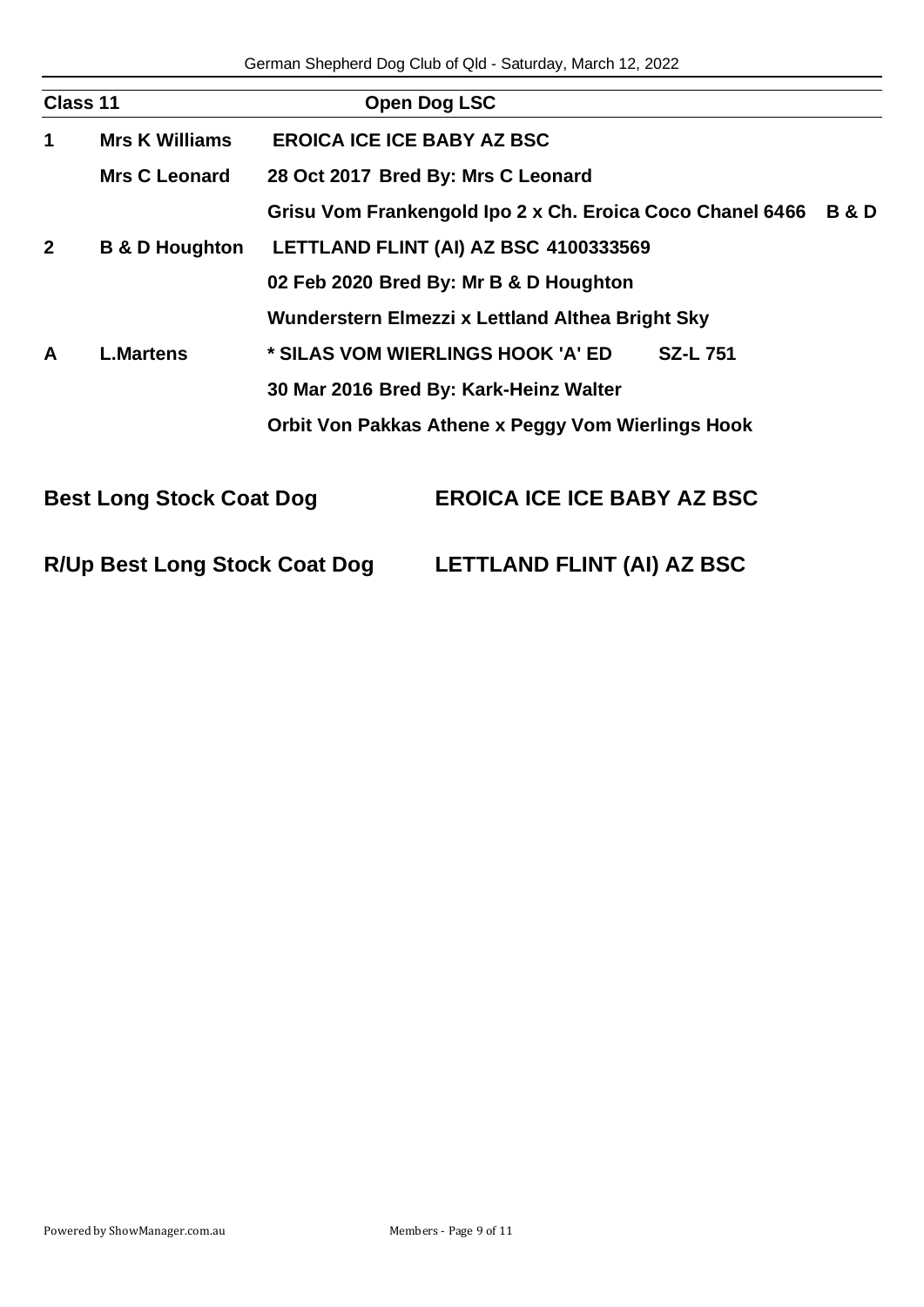## Class 11 — Open Dog LSC

| Place | Exhibitor | Details |
|---|---|---|
| 1 | Mrs K Williams | **EROICA ICE ICE BABY AZ BSC** |
| | Mrs C Leonard | 28 Oct 2017 Bred By: Mrs C Leonard |
| | | Grisu Vom Frankengold Ipo 2 x Ch. Eroica Coco Chanel 6466 B & D |
| 2 | B & D Houghton | **LETTLAND FLINT (AI) AZ BSC 4100333569** |
| | | 02 Feb 2020 Bred By: Mr B & D Houghton |
| | | Wunderstern Elmezzi x Lettland Althea Bright Sky |
| A | L.Martens | **\* SILAS VOM WIERLINGS HOOK 'A' ED SZ-L 751** |
| | | 30 Mar 2016 Bred By: Kark-Heinz Walter |
| | | Orbit Von Pakkas Athene x Peggy Vom Wierlings Hook |

**Best Long Stock Coat Dog** — **EROICA ICE ICE BABY AZ BSC**

**R/Up Best Long Stock Coat Dog** — **LETTLAND FLINT (AI) AZ BSC**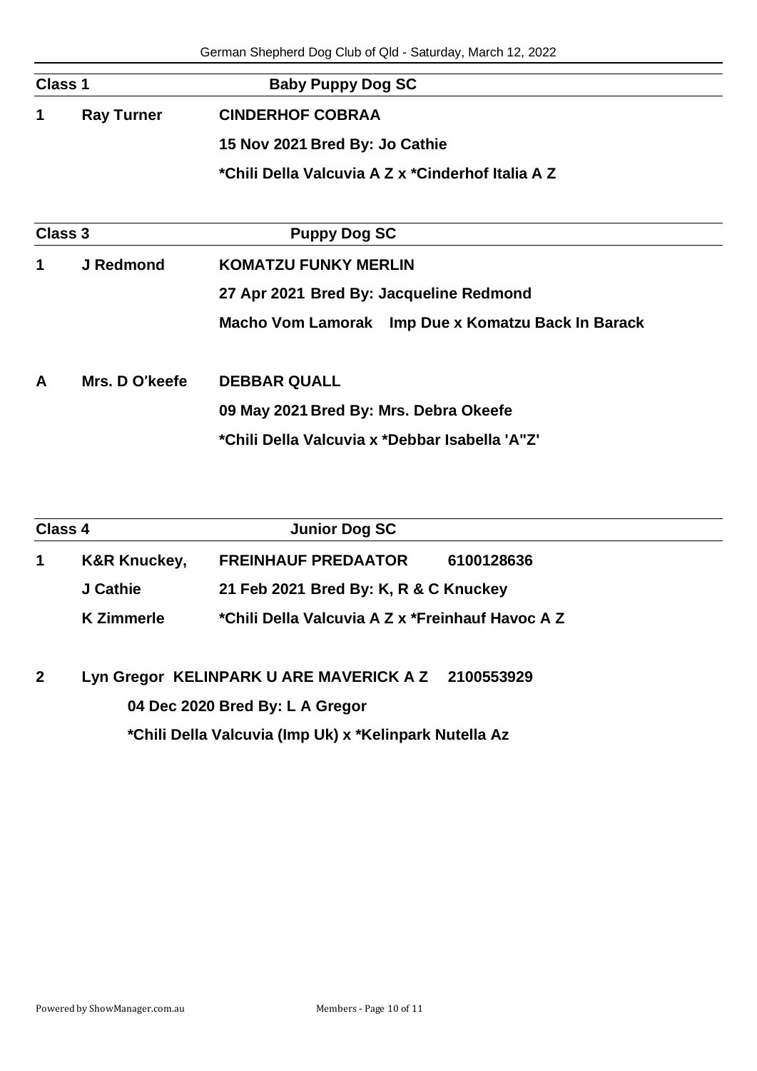German Shepherd Dog Club of Qld - Saturday, March 12, 2022

**Class 1** **Baby Puppy Dog SC**

**1** **Ray Turner** **CINDERHOF COBRAA**

**15 Nov 2021 Bred By: Jo Cathie**

**\*Chili Della Valcuvia A Z x \*Cinderhof Italia A Z**

**Class 3** **Puppy Dog SC**

**1** **J Redmond** **KOMATZU FUNKY MERLIN**

**27 Apr 2021 Bred By: Jacqueline Redmond**

**Macho Vom Lamorak Imp Due x Komatzu Back In Barack**

**A** **Mrs. D O'keefe** **DEBBAR QUALL**

**09 May 2021 Bred By: Mrs. Debra Okeefe**

**\*Chili Della Valcuvia x \*Debbar Isabella 'A"Z'**

**Class 4** **Junior Dog SC**

**1** **K&R Knuckey, J Cathie K Zimmerle** **FREINHAUF PREDAATOR** **6100128636**

**21 Feb 2021 Bred By: K, R & C Knuckey**

**\*Chili Della Valcuvia A Z x \*Freinhauf Havoc A Z**

**2** **Lyn Gregor** **KELINPARK U ARE MAVERICK A Z** **2100553929**

**04 Dec 2020 Bred By: L A Gregor**

**\*Chili Della Valcuvia (Imp Uk) x \*Kelinpark Nutella Az**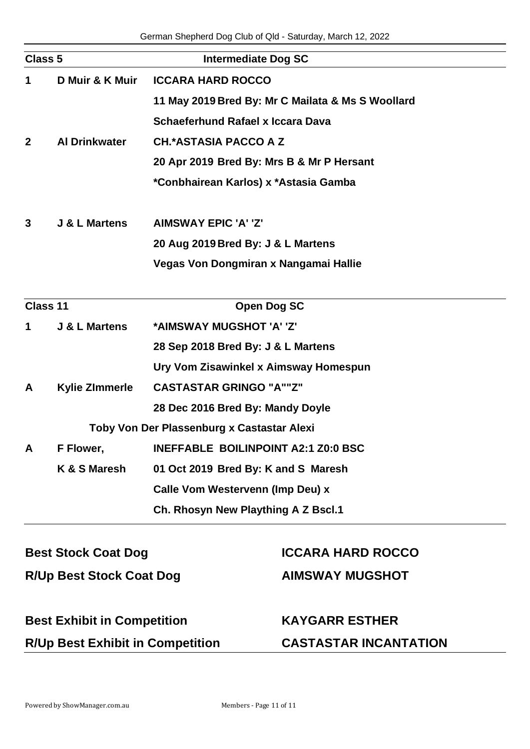| Class 5 | | Intermediate Dog SC |
|---|---|---|
| 1 | D Muir & K Muir | ICCARA HARD ROCCO |
| | | 11 May 2019 Bred By: Mr C Mailata & Ms S Woollard |
| | | Schaeferhund Rafael x Iccara Dava |
| 2 | Al Drinkwater | CH.*ASTASIA PACCO A Z |
| | | 20 Apr 2019 Bred By: Mrs B & Mr P Hersant |
| | | *Conbhairean Karlos) x *Astasia Gamba |
| 3 | J & L Martens | AIMSWAY EPIC 'A' 'Z' |
| | | 20 Aug 2019 Bred By: J & L Martens |
| | | Vegas Von Dongmiran x Nangamai Hallie |

| Class 11 | | Open Dog SC |
|---|---|---|
| 1 | J & L Martens | *AIMSWAY MUGSHOT 'A' 'Z' |
| | | 28 Sep 2018 Bred By: J & L Martens |
| | | Ury Vom Zisawinkel x Aimsway Homespun |
| A | Kylie ZImmerle | CASTASTAR GRINGO "A""Z" |
| | | 28 Dec 2016 Bred By: Mandy Doyle |
| | | Toby Von Der Plassenburg x Castastar Alexi |
| A | F Flower, K & S Maresh | INEFFABLE BOILINPOINT A2:1 Z0:0 BSC |
| | | 01 Oct 2019 Bred By: K and S Maresh |
| | | Calle Vom Westervenn (Imp Deu) x Ch. Rhosyn New Plaything A Z Bscl.1 |

| | |
|---|---|
| **Best Stock Coat Dog** | **ICCARA HARD ROCCO** |
| **R/Up Best Stock Coat Dog** | **AIMSWAY MUGSHOT** |
| **Best Exhibit in Competition** | **KAYGARR ESTHER** |
| **R/Up Best Exhibit in Competition** | **CASTASTAR INCANTATION** |